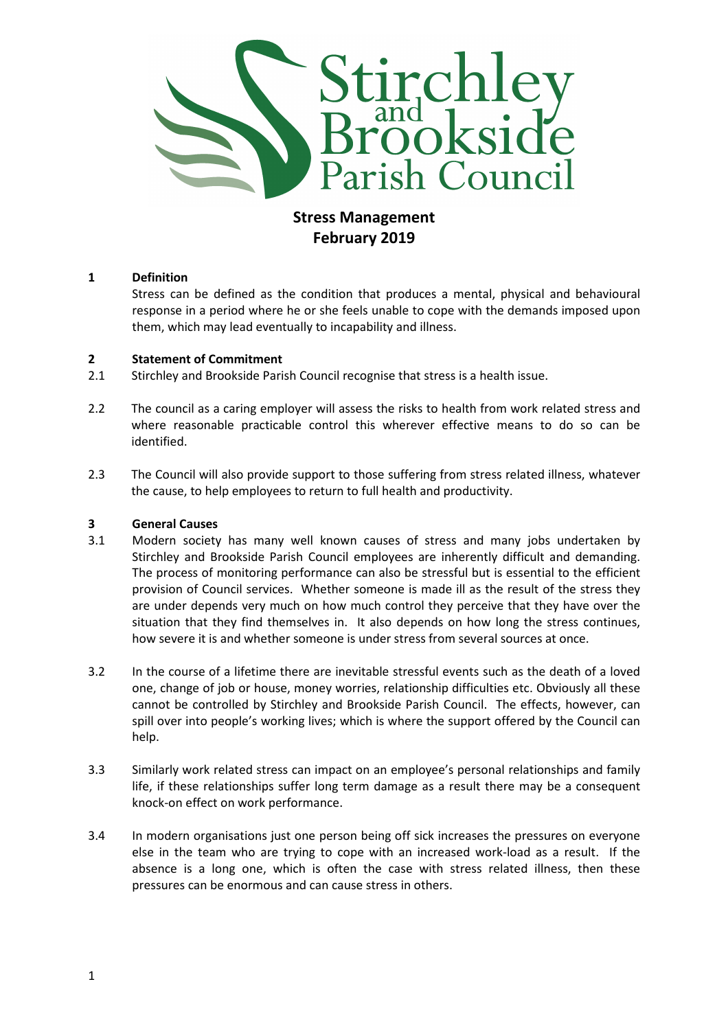Stirchley and Brookside Parish Council

# Stress Management
## February 2019

### 1 Definition

Stress can be defined as the condition that produces a mental, physical and behavioural response in a period where he or she feels unable to cope with the demands imposed upon them, which may lead eventually to incapability and illness.

### 2 Statement of Commitment

2.1 Stirchley and Brookside Parish Council recognise that stress is a health issue.

2.2 The council as a caring employer will assess the risks to health from work related stress and where reasonable practicable control this wherever effective means to do so can be identified.

2.3 The Council will also provide support to those suffering from stress related illness, whatever the cause, to help employees to return to full health and productivity.

### 3 General Causes

3.1 Modern society has many well known causes of stress and many jobs undertaken by Stirchley and Brookside Parish Council employees are inherently difficult and demanding. The process of monitoring performance can also be stressful but is essential to the efficient provision of Council services. Whether someone is made ill as the result of the stress they are under depends very much on how much control they perceive that they have over the situation that they find themselves in. It also depends on how long the stress continues, how severe it is and whether someone is under stress from several sources at once.

3.2 In the course of a lifetime there are inevitable stressful events such as the death of a loved one, change of job or house, money worries, relationship difficulties etc. Obviously all these cannot be controlled by Stirchley and Brookside Parish Council. The effects, however, can spill over into people's working lives; which is where the support offered by the Council can help.

3.3 Similarly work related stress can impact on an employee's personal relationships and family life, if these relationships suffer long term damage as a result there may be a consequent knock-on effect on work performance.

3.4 In modern organisations just one person being off sick increases the pressures on everyone else in the team who are trying to cope with an increased work-load as a result. If the absence is a long one, which is often the case with stress related illness, then these pressures can be enormous and can cause stress in others.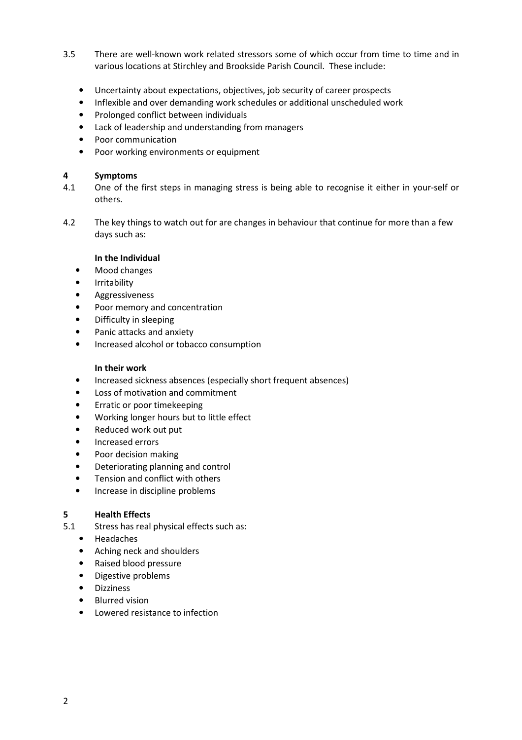3.5 There are well-known work related stressors some of which occur from time to time and in various locations at Stirchley and Brookside Parish Council. These include:

- Uncertainty about expectations, objectives, job security of career prospects
- Inflexible and over demanding work schedules or additional unscheduled work
- Prolonged conflict between individuals
- Lack of leadership and understanding from managers
- Poor communication
- Poor working environments or equipment

## 4 Symptoms

4.1 One of the first steps in managing stress is being able to recognise it either in your-self or others.

4.2 The key things to watch out for are changes in behaviour that continue for more than a few days such as:

**In the Individual**

- Mood changes
- Irritability
- Aggressiveness
- Poor memory and concentration
- Difficulty in sleeping
- Panic attacks and anxiety
- Increased alcohol or tobacco consumption

**In their work**

- Increased sickness absences (especially short frequent absences)
- Loss of motivation and commitment
- Erratic or poor timekeeping
- Working longer hours but to little effect
- Reduced work out put
- Increased errors
- Poor decision making
- Deteriorating planning and control
- Tension and conflict with others
- Increase in discipline problems

## 5 Health Effects

5.1 Stress has real physical effects such as:

- Headaches
- Aching neck and shoulders
- Raised blood pressure
- Digestive problems
- Dizziness
- Blurred vision
- Lowered resistance to infection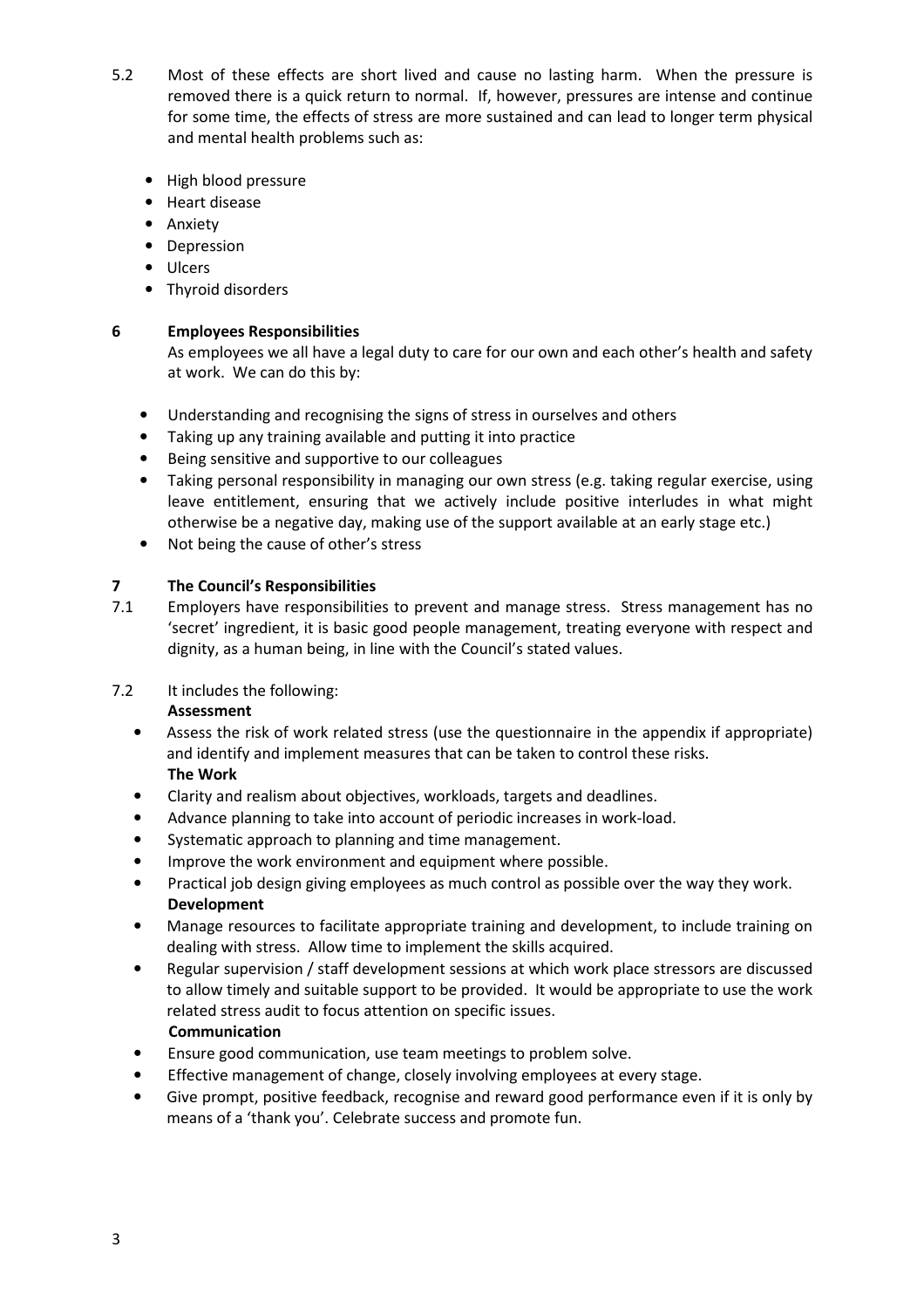5.2 Most of these effects are short lived and cause no lasting harm. When the pressure is removed there is a quick return to normal. If, however, pressures are intense and continue for some time, the effects of stress are more sustained and can lead to longer term physical and mental health problems such as:

- High blood pressure
- Heart disease
- Anxiety
- Depression
- Ulcers
- Thyroid disorders

## 6 Employees Responsibilities

As employees we all have a legal duty to care for our own and each other's health and safety at work. We can do this by:

- Understanding and recognising the signs of stress in ourselves and others
- Taking up any training available and putting it into practice
- Being sensitive and supportive to our colleagues
- Taking personal responsibility in managing our own stress (e.g. taking regular exercise, using leave entitlement, ensuring that we actively include positive interludes in what might otherwise be a negative day, making use of the support available at an early stage etc.)
- Not being the cause of other's stress

## 7 The Council's Responsibilities

7.1 Employers have responsibilities to prevent and manage stress. Stress management has no 'secret' ingredient, it is basic good people management, treating everyone with respect and dignity, as a human being, in line with the Council's stated values.

7.2 It includes the following:

**Assessment**

- Assess the risk of work related stress (use the questionnaire in the appendix if appropriate) and identify and implement measures that can be taken to control these risks.

**The Work**

- Clarity and realism about objectives, workloads, targets and deadlines.
- Advance planning to take into account of periodic increases in work-load.
- Systematic approach to planning and time management.
- Improve the work environment and equipment where possible.
- Practical job design giving employees as much control as possible over the way they work.

**Development**

- Manage resources to facilitate appropriate training and development, to include training on dealing with stress. Allow time to implement the skills acquired.
- Regular supervision / staff development sessions at which work place stressors are discussed to allow timely and suitable support to be provided. It would be appropriate to use the work related stress audit to focus attention on specific issues.

**Communication**

- Ensure good communication, use team meetings to problem solve.
- Effective management of change, closely involving employees at every stage.
- Give prompt, positive feedback, recognise and reward good performance even if it is only by means of a 'thank you'. Celebrate success and promote fun.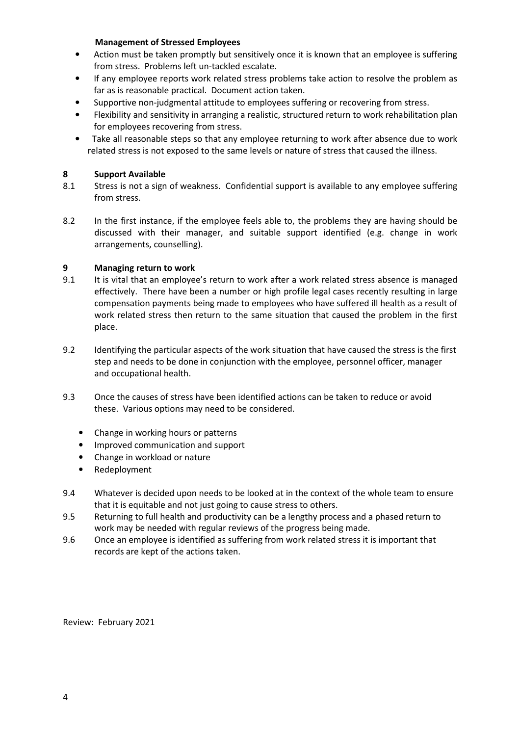**Management of Stressed Employees**

- Action must be taken promptly but sensitively once it is known that an employee is suffering from stress. Problems left un-tackled escalate.
- If any employee reports work related stress problems take action to resolve the problem as far as is reasonable practical. Document action taken.
- Supportive non-judgmental attitude to employees suffering or recovering from stress.
- Flexibility and sensitivity in arranging a realistic, structured return to work rehabilitation plan for employees recovering from stress.
- Take all reasonable steps so that any employee returning to work after absence due to work related stress is not exposed to the same levels or nature of stress that caused the illness.

## 8 Support Available

8.1 Stress is not a sign of weakness. Confidential support is available to any employee suffering from stress.

8.2 In the first instance, if the employee feels able to, the problems they are having should be discussed with their manager, and suitable support identified (e.g. change in work arrangements, counselling).

## 9 Managing return to work

9.1 It is vital that an employee's return to work after a work related stress absence is managed effectively. There have been a number or high profile legal cases recently resulting in large compensation payments being made to employees who have suffered ill health as a result of work related stress then return to the same situation that caused the problem in the first place.

9.2 Identifying the particular aspects of the work situation that have caused the stress is the first step and needs to be done in conjunction with the employee, personnel officer, manager and occupational health.

9.3 Once the causes of stress have been identified actions can be taken to reduce or avoid these. Various options may need to be considered.

- Change in working hours or patterns
- Improved communication and support
- Change in workload or nature
- Redeployment

9.4 Whatever is decided upon needs to be looked at in the context of the whole team to ensure that it is equitable and not just going to cause stress to others.

9.5 Returning to full health and productivity can be a lengthy process and a phased return to work may be needed with regular reviews of the progress being made.

9.6 Once an employee is identified as suffering from work related stress it is important that records are kept of the actions taken.

Review: February 2021